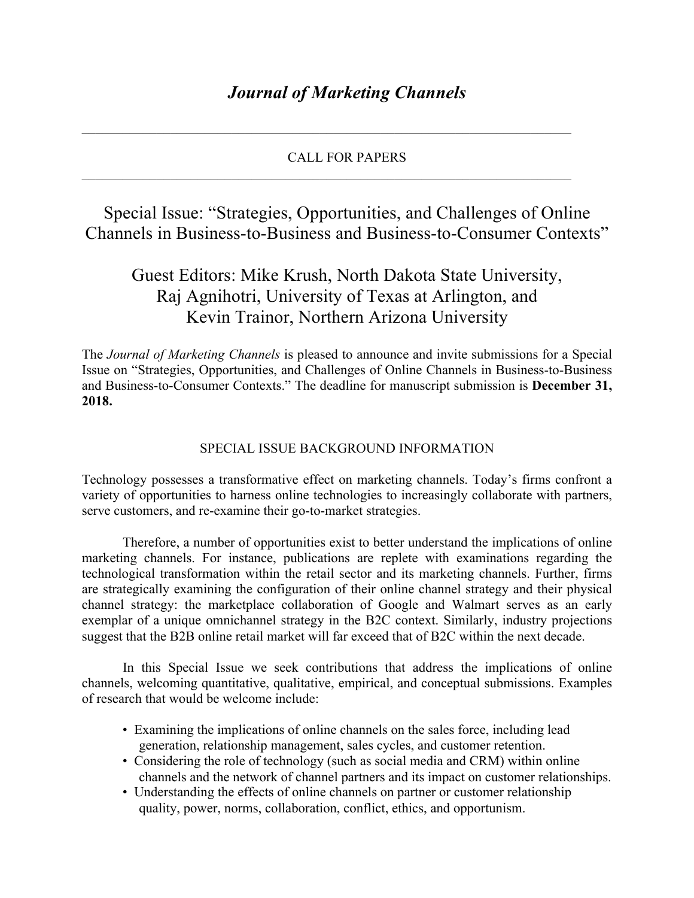# *Journal of Marketing Channels*

---

CALL FOR PAPERS

---

## Special Issue: "Strategies, Opportunities, and Challenges of Online Channels in Business-to-Business and Business-to-Consumer Contexts"

## Guest Editors: Mike Krush, North Dakota State University, Raj Agnihotri, University of Texas at Arlington, and Kevin Trainor, Northern Arizona University

The *Journal of Marketing Channels* is pleased to announce and invite submissions for a Special Issue on "Strategies, Opportunities, and Challenges of Online Channels in Business-to-Business and Business-to-Consumer Contexts." The deadline for manuscript submission is **December 31, 2018.**

### SPECIAL ISSUE BACKGROUND INFORMATION

Technology possesses a transformative effect on marketing channels. Today's firms confront a variety of opportunities to harness online technologies to increasingly collaborate with partners, serve customers, and re-examine their go-to-market strategies.

Therefore, a number of opportunities exist to better understand the implications of online marketing channels. For instance, publications are replete with examinations regarding the technological transformation within the retail sector and its marketing channels. Further, firms are strategically examining the configuration of their online channel strategy and their physical channel strategy: the marketplace collaboration of Google and Walmart serves as an early exemplar of a unique omnichannel strategy in the B2C context. Similarly, industry projections suggest that the B2B online retail market will far exceed that of B2C within the next decade.

In this Special Issue we seek contributions that address the implications of online channels, welcoming quantitative, qualitative, empirical, and conceptual submissions. Examples of research that would be welcome include:

- Examining the implications of online channels on the sales force, including lead generation, relationship management, sales cycles, and customer retention.
- Considering the role of technology (such as social media and CRM) within online channels and the network of channel partners and its impact on customer relationships.
- Understanding the effects of online channels on partner or customer relationship quality, power, norms, collaboration, conflict, ethics, and opportunism.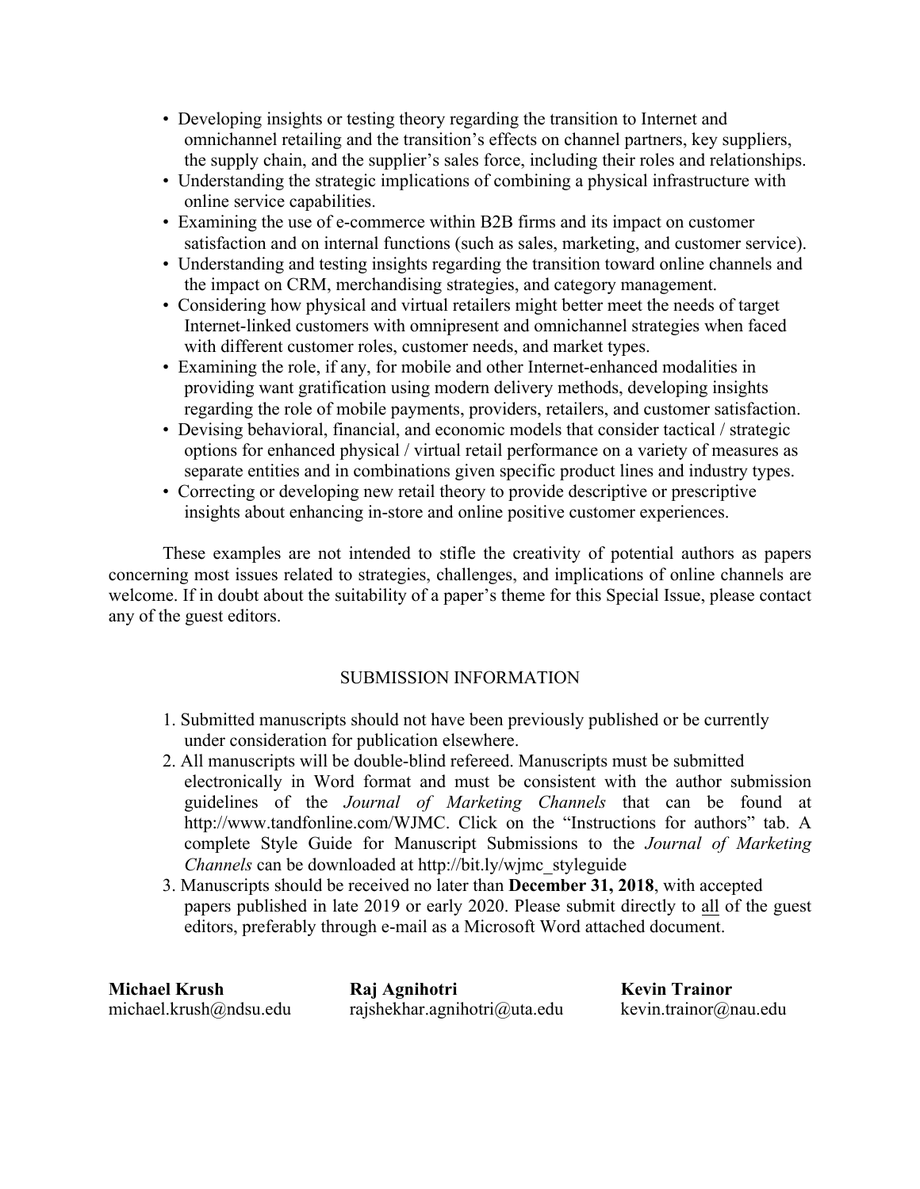- Developing insights or testing theory regarding the transition to Internet and omnichannel retailing and the transition's effects on channel partners, key suppliers, the supply chain, and the supplier's sales force, including their roles and relationships.
- Understanding the strategic implications of combining a physical infrastructure with online service capabilities.
- Examining the use of e-commerce within B2B firms and its impact on customer satisfaction and on internal functions (such as sales, marketing, and customer service).
- Understanding and testing insights regarding the transition toward online channels and the impact on CRM, merchandising strategies, and category management.
- Considering how physical and virtual retailers might better meet the needs of target Internet-linked customers with omnipresent and omnichannel strategies when faced with different customer roles, customer needs, and market types.
- Examining the role, if any, for mobile and other Internet-enhanced modalities in providing want gratification using modern delivery methods, developing insights regarding the role of mobile payments, providers, retailers, and customer satisfaction.
- Devising behavioral, financial, and economic models that consider tactical / strategic options for enhanced physical / virtual retail performance on a variety of measures as separate entities and in combinations given specific product lines and industry types.
- Correcting or developing new retail theory to provide descriptive or prescriptive insights about enhancing in-store and online positive customer experiences.

These examples are not intended to stifle the creativity of potential authors as papers concerning most issues related to strategies, challenges, and implications of online channels are welcome. If in doubt about the suitability of a paper's theme for this Special Issue, please contact any of the guest editors.

## SUBMISSION INFORMATION

1. Submitted manuscripts should not have been previously published or be currently under consideration for publication elsewhere.
2. All manuscripts will be double-blind refereed. Manuscripts must be submitted electronically in Word format and must be consistent with the author submission guidelines of the *Journal of Marketing Channels* that can be found at http://www.tandfonline.com/WJMC. Click on the "Instructions for authors" tab. A complete Style Guide for Manuscript Submissions to the *Journal of Marketing Channels* can be downloaded at http://bit.ly/wjmc_styleguide
3. Manuscripts should be received no later than **December 31, 2018**, with accepted papers published in late 2019 or early 2020. Please submit directly to all of the guest editors, preferably through e-mail as a Microsoft Word attached document.

**Michael Krush**
michael.krush@ndsu.edu

**Raj Agnihotri**
rajshekhar.agnihotri@uta.edu

**Kevin Trainor**
kevin.trainor@nau.edu